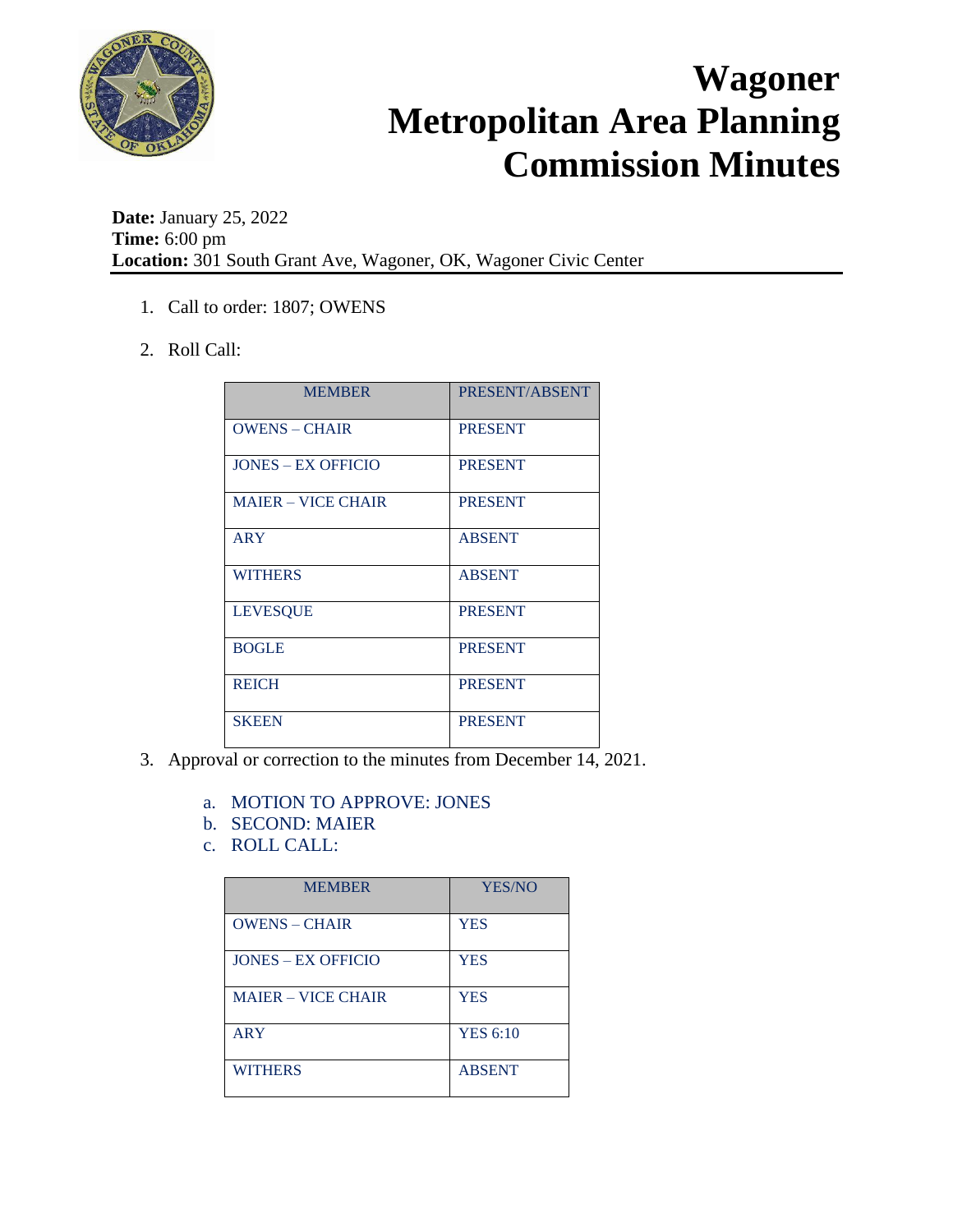# Wagoner Metropolitan Area Planning Commission Minutes

**Date:** January 25, 2022
**Time:** 6:00 pm
**Location:** 301 South Grant Ave, Wagoner, OK, Wagoner Civic Center

1. Call to order: 1807; OWENS

2. Roll Call:

| MEMBER | PRESENT/ABSENT |
| --- | --- |
| OWENS – CHAIR | PRESENT |
| JONES – EX OFFICIO | PRESENT |
| MAIER – VICE CHAIR | PRESENT |
| ARY | ABSENT |
| WITHERS | ABSENT |
| LEVESQUE | PRESENT |
| BOGLE | PRESENT |
| REICH | PRESENT |
| SKEEN | PRESENT |

3. Approval or correction to the minutes from December 14, 2021.

   a. MOTION TO APPROVE: JONES
   b. SECOND: MAIER
   c. ROLL CALL:

| MEMBER | YES/NO |
| --- | --- |
| OWENS – CHAIR | YES |
| JONES – EX OFFICIO | YES |
| MAIER – VICE CHAIR | YES |
| ARY | YES 6:10 |
| WITHERS | ABSENT |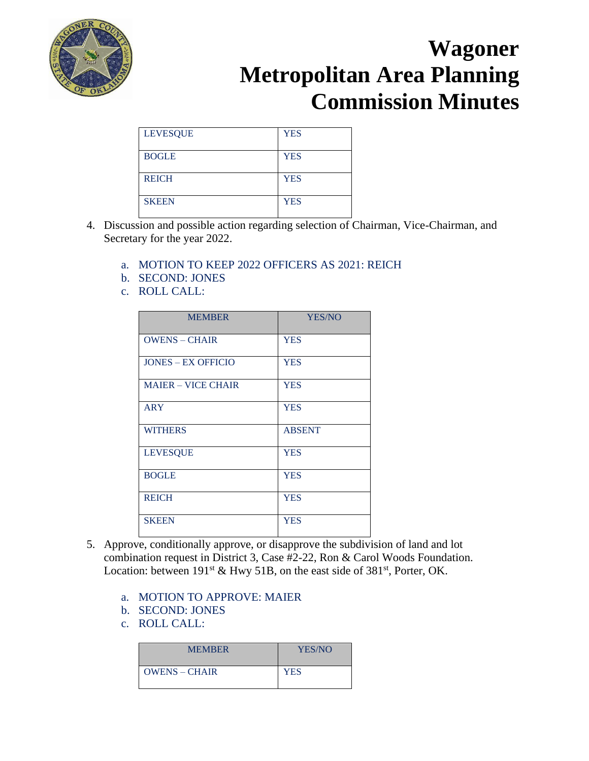# Wagoner Metropolitan Area Planning Commission Minutes

| | |
|---|---|
| LEVESQUE | YES |
| BOGLE | YES |
| REICH | YES |
| SKEEN | YES |

4. Discussion and possible action regarding selection of Chairman, Vice-Chairman, and Secretary for the year 2022.

    a. MOTION TO KEEP 2022 OFFICERS AS 2021: REICH
    b. SECOND: JONES
    c. ROLL CALL:

| MEMBER | YES/NO |
|---|---|
| OWENS – CHAIR | YES |
| JONES – EX OFFICIO | YES |
| MAIER – VICE CHAIR | YES |
| ARY | YES |
| WITHERS | ABSENT |
| LEVESQUE | YES |
| BOGLE | YES |
| REICH | YES |
| SKEEN | YES |

5. Approve, conditionally approve, or disapprove the subdivision of land and lot combination request in District 3, Case #2-22, Ron & Carol Woods Foundation. Location: between 191st & Hwy 51B, on the east side of 381st, Porter, OK.

    a. MOTION TO APPROVE: MAIER
    b. SECOND: JONES
    c. ROLL CALL:

| MEMBER | YES/NO |
|---|---|
| OWENS – CHAIR | YES |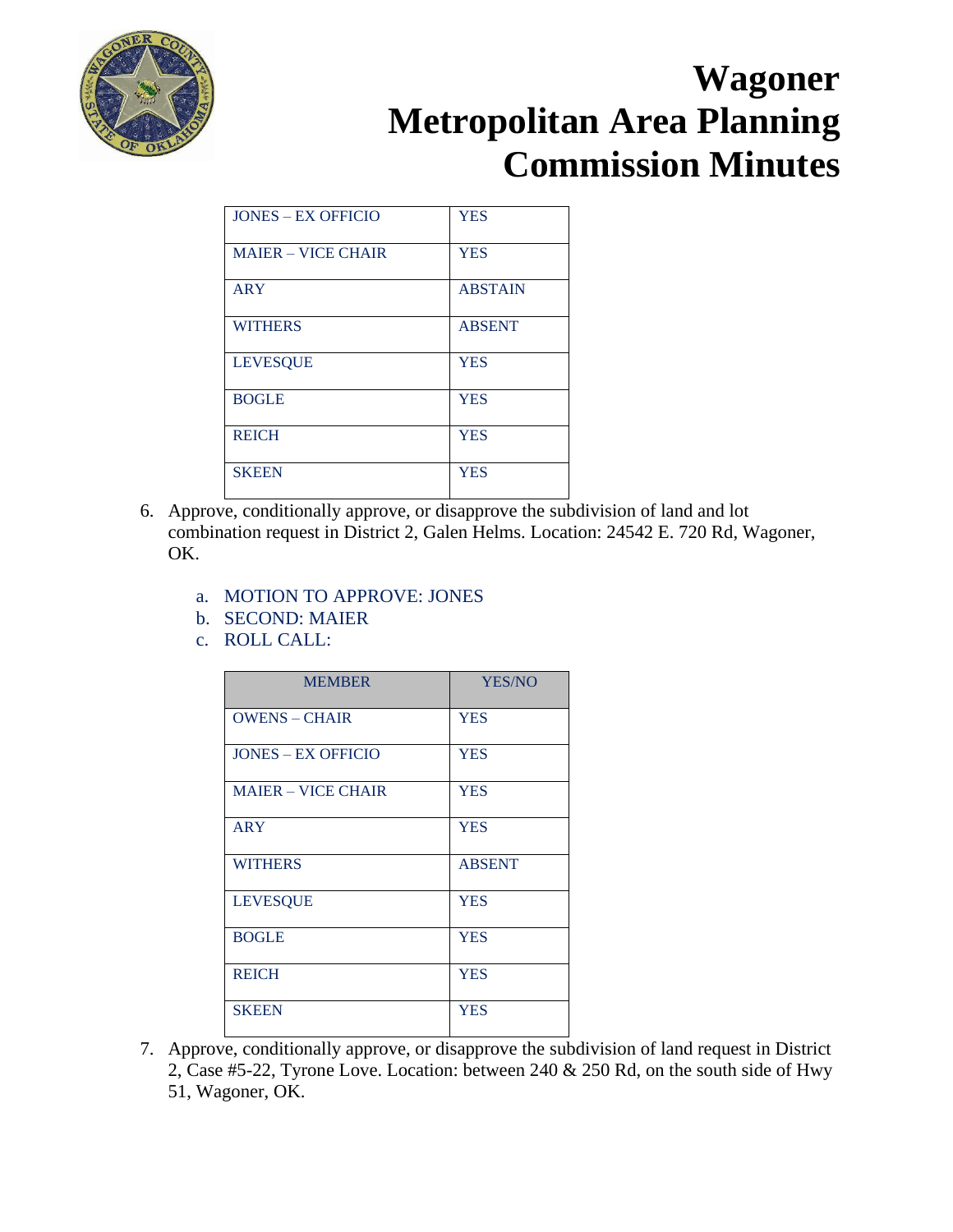| | |
|---|---|
| JONES – EX OFFICIO | YES |
| MAIER – VICE CHAIR | YES |
| ARY | ABSTAIN |
| WITHERS | ABSENT |
| LEVESQUE | YES |
| BOGLE | YES |
| REICH | YES |
| SKEEN | YES |

6. Approve, conditionally approve, or disapprove the subdivision of land and lot combination request in District 2, Galen Helms. Location: 24542 E. 720 Rd, Wagoner, OK.

   a. MOTION TO APPROVE: JONES
   b. SECOND: MAIER
   c. ROLL CALL:

| MEMBER | YES/NO |
|---|---|
| OWENS – CHAIR | YES |
| JONES – EX OFFICIO | YES |
| MAIER – VICE CHAIR | YES |
| ARY | YES |
| WITHERS | ABSENT |
| LEVESQUE | YES |
| BOGLE | YES |
| REICH | YES |
| SKEEN | YES |

7. Approve, conditionally approve, or disapprove the subdivision of land request in District 2, Case #5-22, Tyrone Love. Location: between 240 & 250 Rd, on the south side of Hwy 51, Wagoner, OK.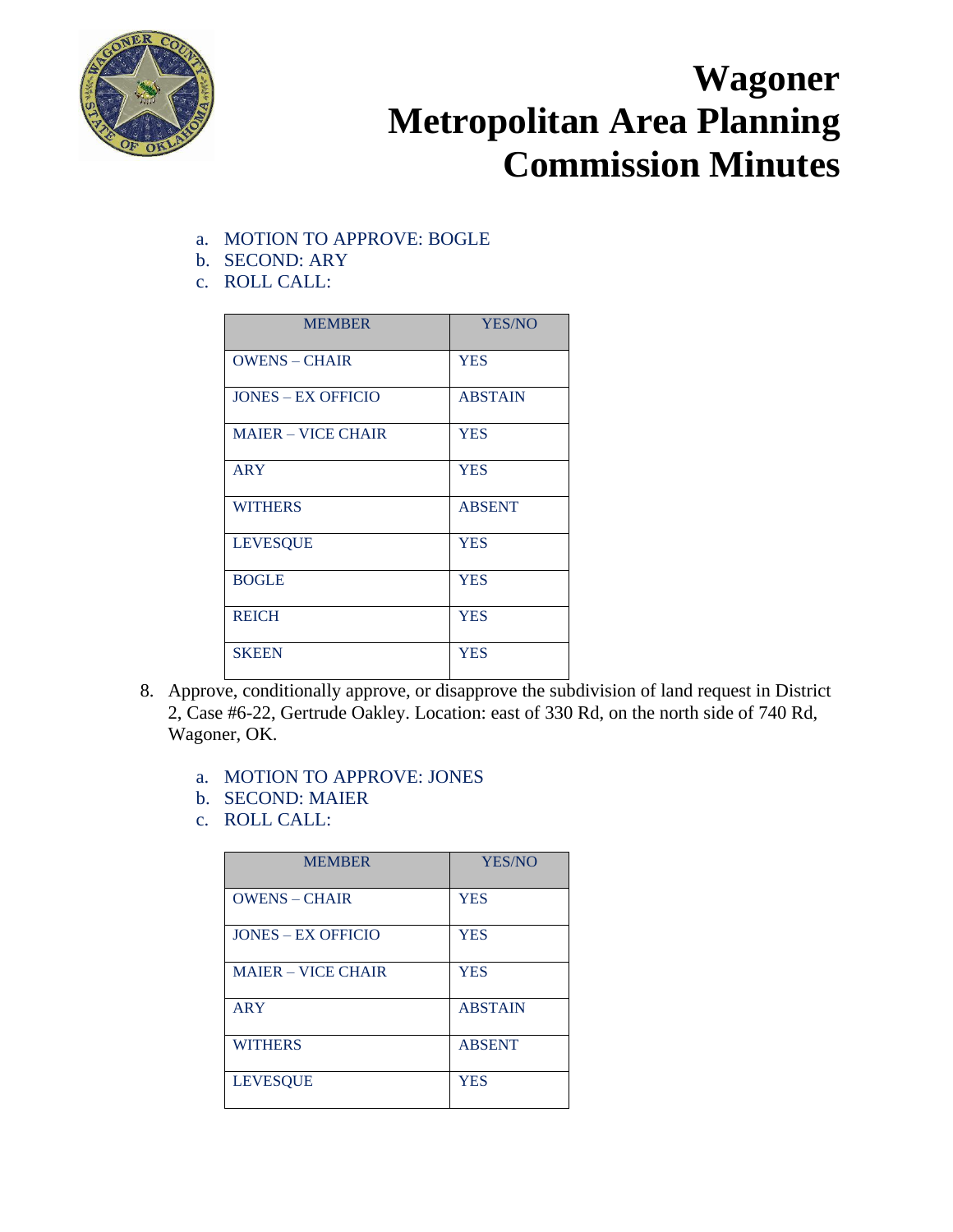a. MOTION TO APPROVE: BOGLE
b. SECOND: ARY
c. ROLL CALL:

| MEMBER | YES/NO |
|---|---|
| OWENS – CHAIR | YES |
| JONES – EX OFFICIO | ABSTAIN |
| MAIER – VICE CHAIR | YES |
| ARY | YES |
| WITHERS | ABSENT |
| LEVESQUE | YES |
| BOGLE | YES |
| REICH | YES |
| SKEEN | YES |

8. Approve, conditionally approve, or disapprove the subdivision of land request in District 2, Case #6-22, Gertrude Oakley. Location: east of 330 Rd, on the north side of 740 Rd, Wagoner, OK.

   a. MOTION TO APPROVE: JONES
   b. SECOND: MAIER
   c. ROLL CALL:

| MEMBER | YES/NO |
|---|---|
| OWENS – CHAIR | YES |
| JONES – EX OFFICIO | YES |
| MAIER – VICE CHAIR | YES |
| ARY | ABSTAIN |
| WITHERS | ABSENT |
| LEVESQUE | YES |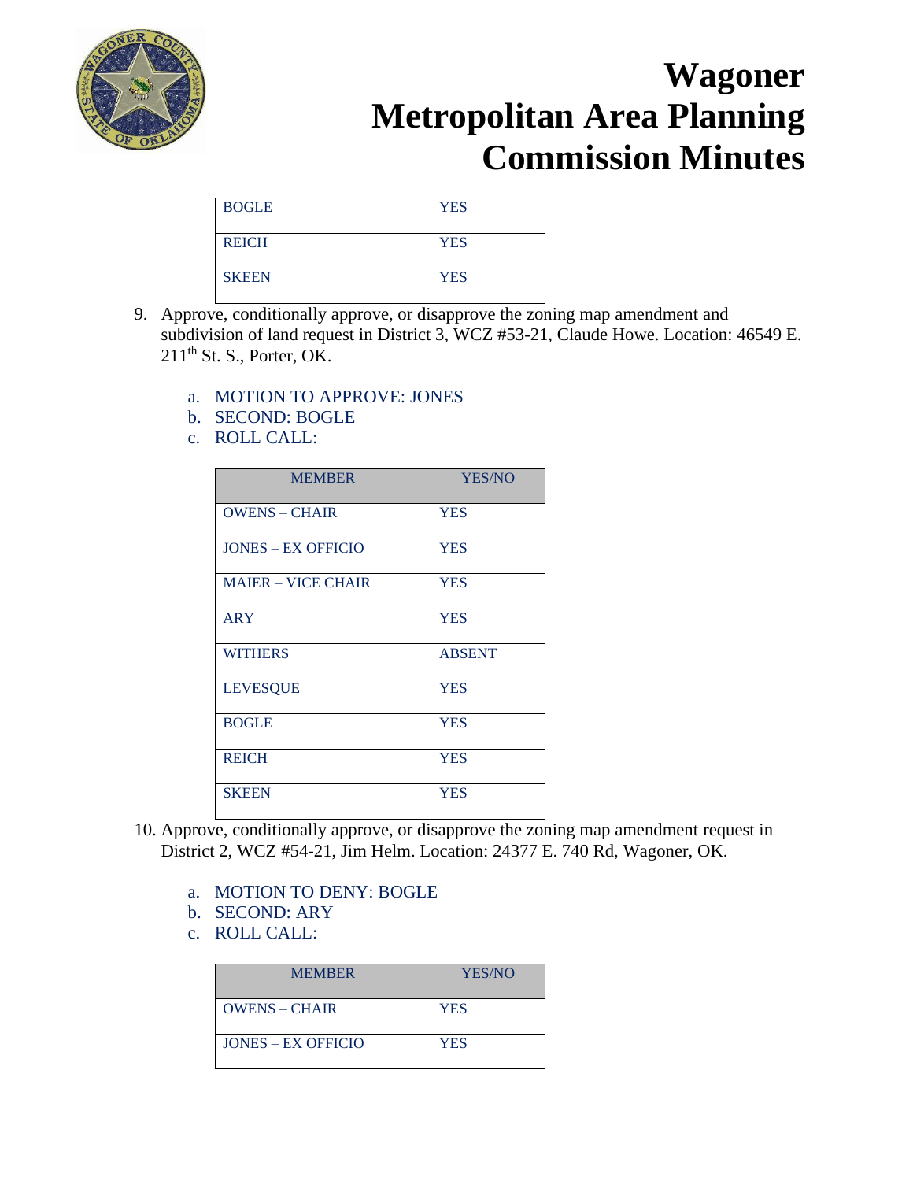# Wagoner Metropolitan Area Planning Commission Minutes

| BOGLE | YES |
|---|---|
| REICH | YES |
| SKEEN | YES |

9. Approve, conditionally approve, or disapprove the zoning map amendment and subdivision of land request in District 3, WCZ #53-21, Claude Howe. Location: 46549 E. 211th St. S., Porter, OK.

   a. MOTION TO APPROVE: JONES
   b. SECOND: BOGLE
   c. ROLL CALL:

| MEMBER | YES/NO |
|---|---|
| OWENS – CHAIR | YES |
| JONES – EX OFFICIO | YES |
| MAIER – VICE CHAIR | YES |
| ARY | YES |
| WITHERS | ABSENT |
| LEVESQUE | YES |
| BOGLE | YES |
| REICH | YES |
| SKEEN | YES |

10. Approve, conditionally approve, or disapprove the zoning map amendment request in District 2, WCZ #54-21, Jim Helm. Location: 24377 E. 740 Rd, Wagoner, OK.

    a. MOTION TO DENY: BOGLE
    b. SECOND: ARY
    c. ROLL CALL:

| MEMBER | YES/NO |
|---|---|
| OWENS – CHAIR | YES |
| JONES – EX OFFICIO | YES |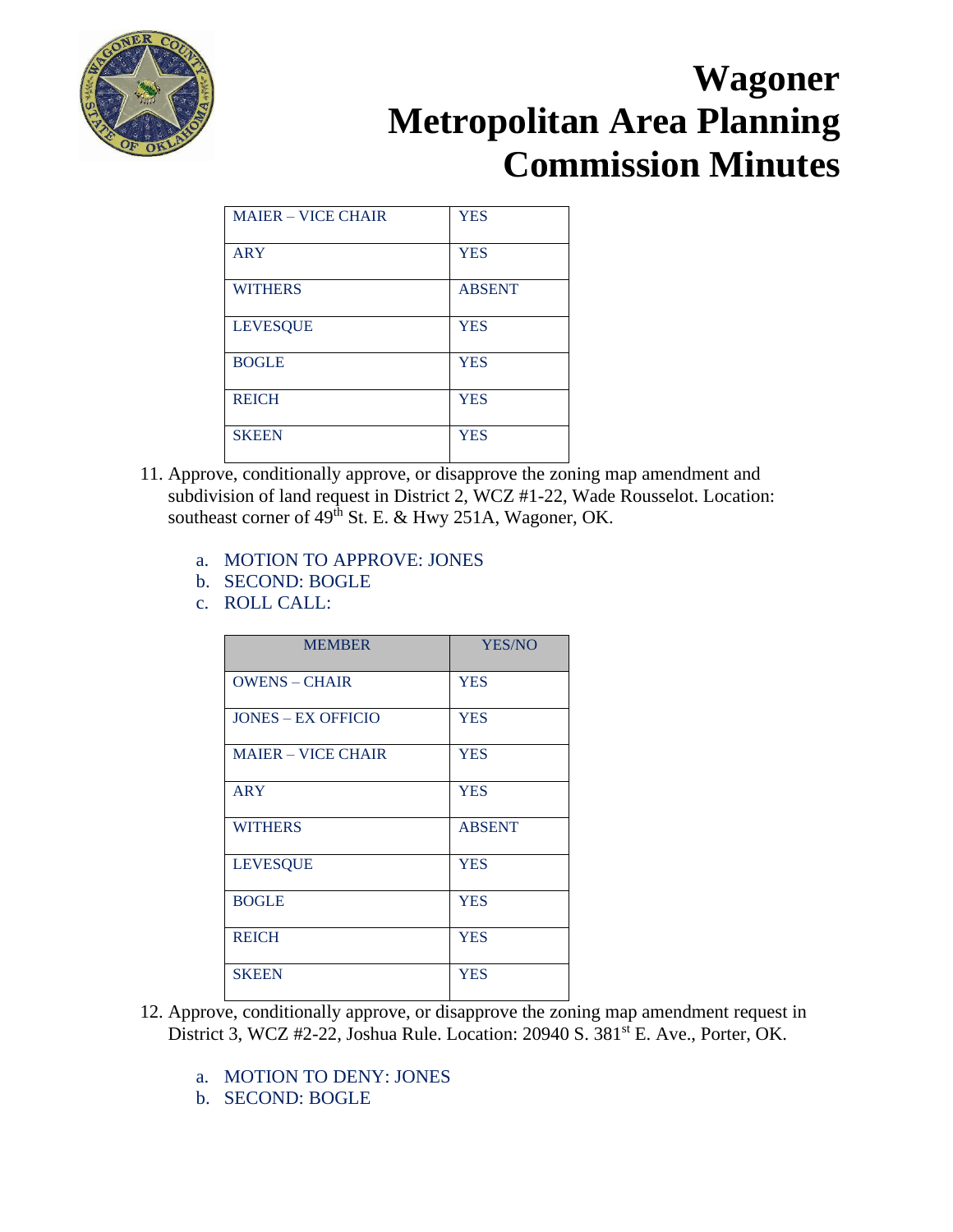# Wagoner Metropolitan Area Planning Commission Minutes

| | |
|---|---|
| MAIER – VICE CHAIR | YES |
| ARY | YES |
| WITHERS | ABSENT |
| LEVESQUE | YES |
| BOGLE | YES |
| REICH | YES |
| SKEEN | YES |

11. Approve, conditionally approve, or disapprove the zoning map amendment and subdivision of land request in District 2, WCZ #1-22, Wade Rousselot. Location: southeast corner of 49th St. E. & Hwy 251A, Wagoner, OK.

    a. MOTION TO APPROVE: JONES
    b. SECOND: BOGLE
    c. ROLL CALL:

| MEMBER | YES/NO |
|---|---|
| OWENS – CHAIR | YES |
| JONES – EX OFFICIO | YES |
| MAIER – VICE CHAIR | YES |
| ARY | YES |
| WITHERS | ABSENT |
| LEVESQUE | YES |
| BOGLE | YES |
| REICH | YES |
| SKEEN | YES |

12. Approve, conditionally approve, or disapprove the zoning map amendment request in District 3, WCZ #2-22, Joshua Rule. Location: 20940 S. 381st E. Ave., Porter, OK.

    a. MOTION TO DENY: JONES
    b. SECOND: BOGLE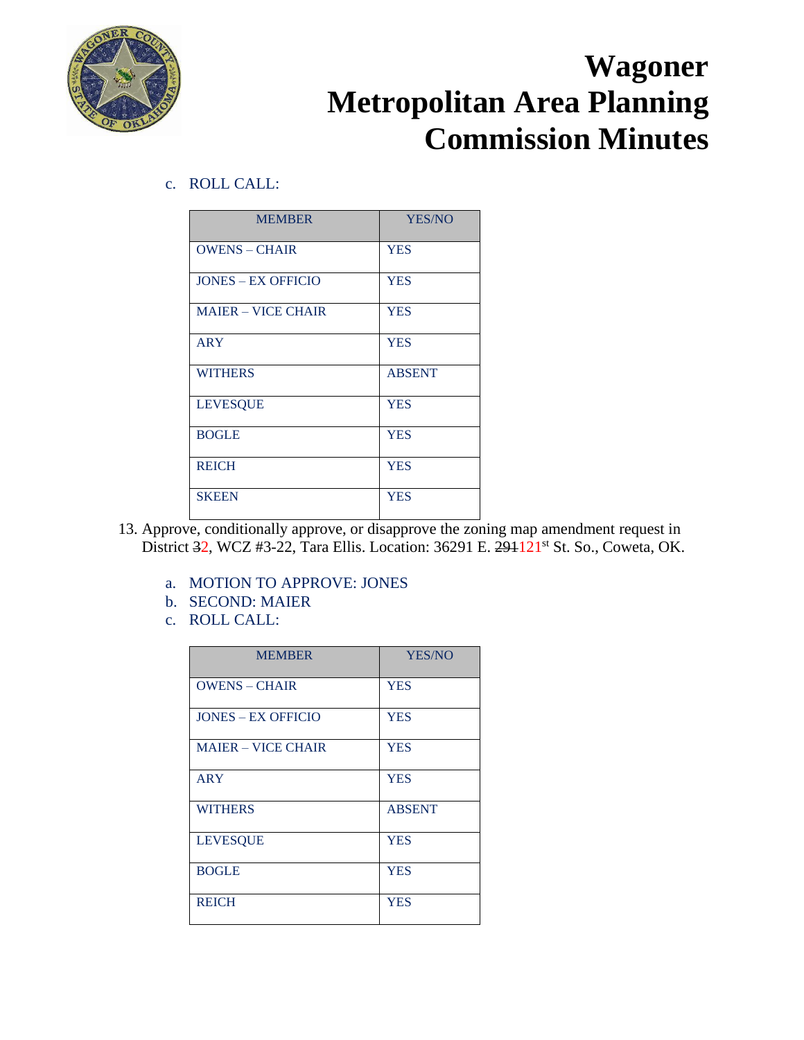# Wagoner Metropolitan Area Planning Commission Minutes

c. ROLL CALL:

| MEMBER | YES/NO |
|---|---|
| OWENS – CHAIR | YES |
| JONES – EX OFFICIO | YES |
| MAIER – VICE CHAIR | YES |
| ARY | YES |
| WITHERS | ABSENT |
| LEVESQUE | YES |
| BOGLE | YES |
| REICH | YES |
| SKEEN | YES |

13. Approve, conditionally approve, or disapprove the zoning map amendment request in District ~~3~~2, WCZ #3-22, Tara Ellis. Location: 36291 E. ~~291~~121st St. So., Coweta, OK.

   a. MOTION TO APPROVE: JONES
   b. SECOND: MAIER
   c. ROLL CALL:

| MEMBER | YES/NO |
|---|---|
| OWENS – CHAIR | YES |
| JONES – EX OFFICIO | YES |
| MAIER – VICE CHAIR | YES |
| ARY | YES |
| WITHERS | ABSENT |
| LEVESQUE | YES |
| BOGLE | YES |
| REICH | YES |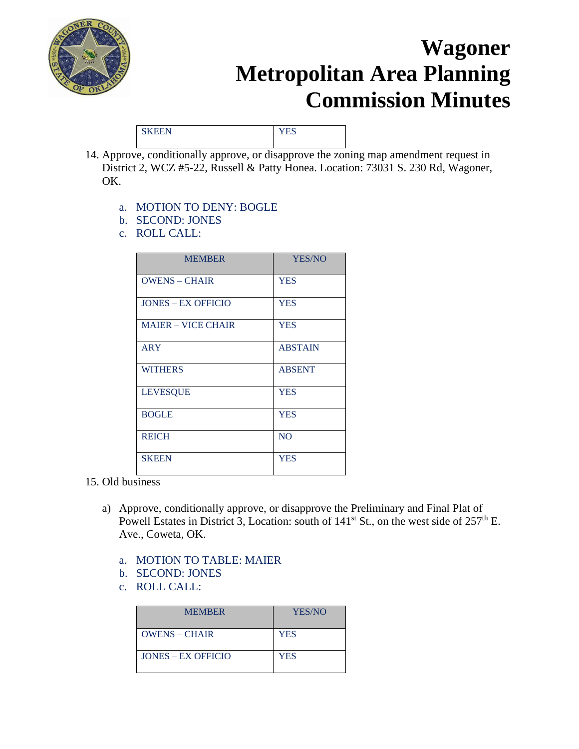# Wagoner Metropolitan Area Planning Commission Minutes

| SKEEN | YES |
|---|---|

14. Approve, conditionally approve, or disapprove the zoning map amendment request in District 2, WCZ #5-22, Russell & Patty Honea. Location: 73031 S. 230 Rd, Wagoner, OK.

    a. MOTION TO DENY: BOGLE
    b. SECOND: JONES
    c. ROLL CALL:

| MEMBER | YES/NO |
|---|---|
| OWENS – CHAIR | YES |
| JONES – EX OFFICIO | YES |
| MAIER – VICE CHAIR | YES |
| ARY | ABSTAIN |
| WITHERS | ABSENT |
| LEVESQUE | YES |
| BOGLE | YES |
| REICH | NO |
| SKEEN | YES |

15. Old business

    a) Approve, conditionally approve, or disapprove the Preliminary and Final Plat of Powell Estates in District 3, Location: south of 141st St., on the west side of 257th E. Ave., Coweta, OK.

    a. MOTION TO TABLE: MAIER
    b. SECOND: JONES
    c. ROLL CALL:

| MEMBER | YES/NO |
|---|---|
| OWENS – CHAIR | YES |
| JONES – EX OFFICIO | YES |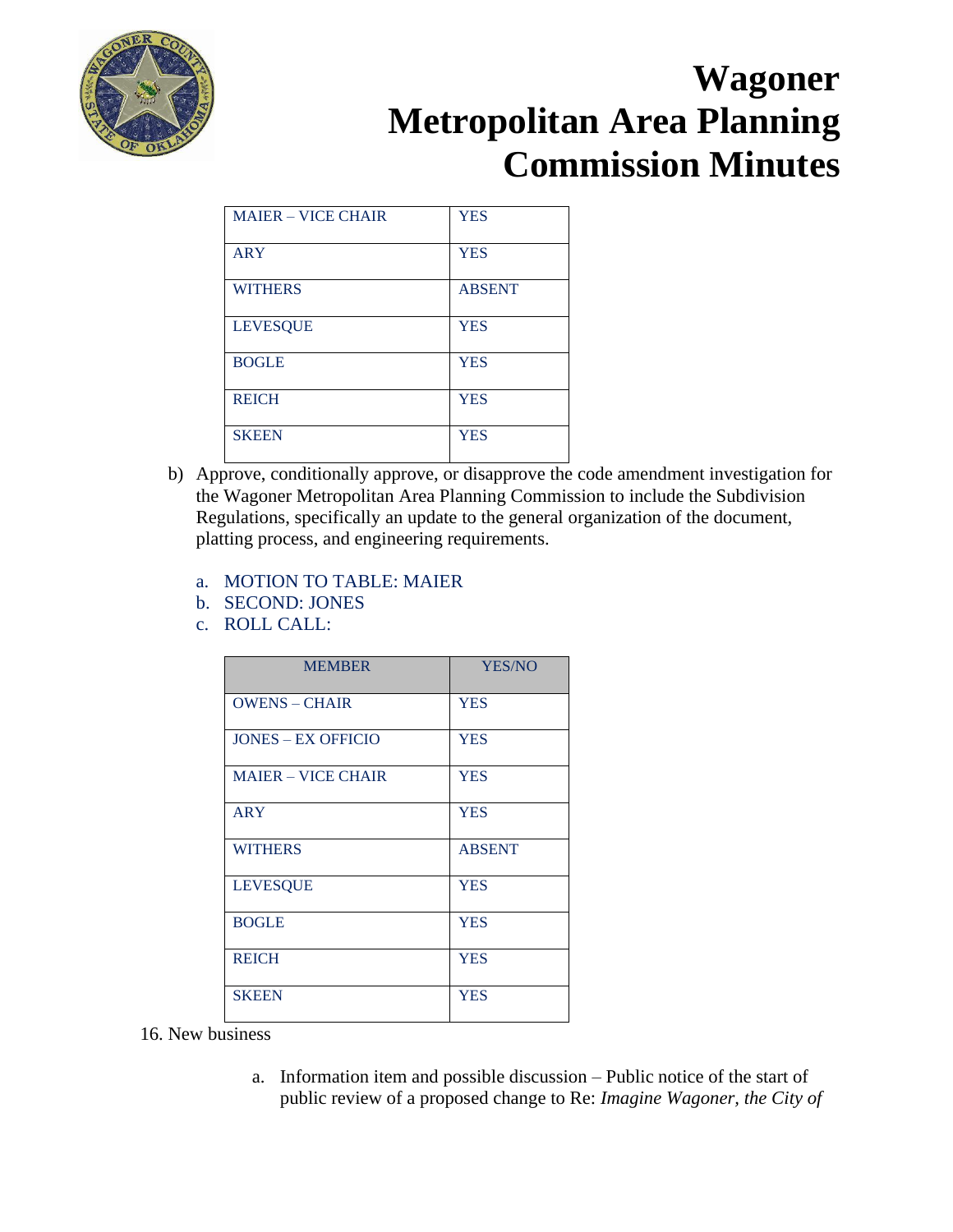| MAIER – VICE CHAIR | YES |
|---|---|
| ARY | YES |
| WITHERS | ABSENT |
| LEVESQUE | YES |
| BOGLE | YES |
| REICH | YES |
| SKEEN | YES |

b) Approve, conditionally approve, or disapprove the code amendment investigation for the Wagoner Metropolitan Area Planning Commission to include the Subdivision Regulations, specifically an update to the general organization of the document, platting process, and engineering requirements.

a. MOTION TO TABLE: MAIER
b. SECOND: JONES
c. ROLL CALL:

| MEMBER | YES/NO |
|---|---|
| OWENS – CHAIR | YES |
| JONES – EX OFFICIO | YES |
| MAIER – VICE CHAIR | YES |
| ARY | YES |
| WITHERS | ABSENT |
| LEVESQUE | YES |
| BOGLE | YES |
| REICH | YES |
| SKEEN | YES |

16. New business

a. Information item and possible discussion – Public notice of the start of public review of a proposed change to Re: *Imagine Wagoner, the City of*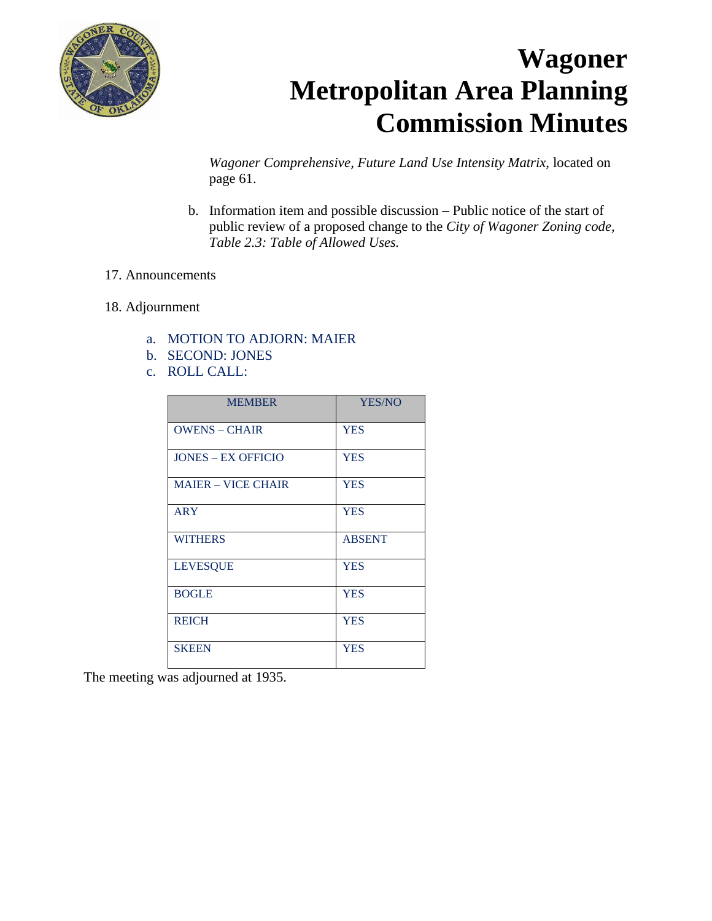# Wagoner Metropolitan Area Planning Commission Minutes

*Wagoner Comprehensive, Future Land Use Intensity Matrix,* located on page 61.

b. Information item and possible discussion – Public notice of the start of public review of a proposed change to the *City of Wagoner Zoning code, Table 2.3: Table of Allowed Uses.*

17. Announcements

18. Adjournment

   a. MOTION TO ADJORN: MAIER
   b. SECOND: JONES
   c. ROLL CALL:

| MEMBER | YES/NO |
|---|---|
| OWENS – CHAIR | YES |
| JONES – EX OFFICIO | YES |
| MAIER – VICE CHAIR | YES |
| ARY | YES |
| WITHERS | ABSENT |
| LEVESQUE | YES |
| BOGLE | YES |
| REICH | YES |
| SKEEN | YES |

The meeting was adjourned at 1935.